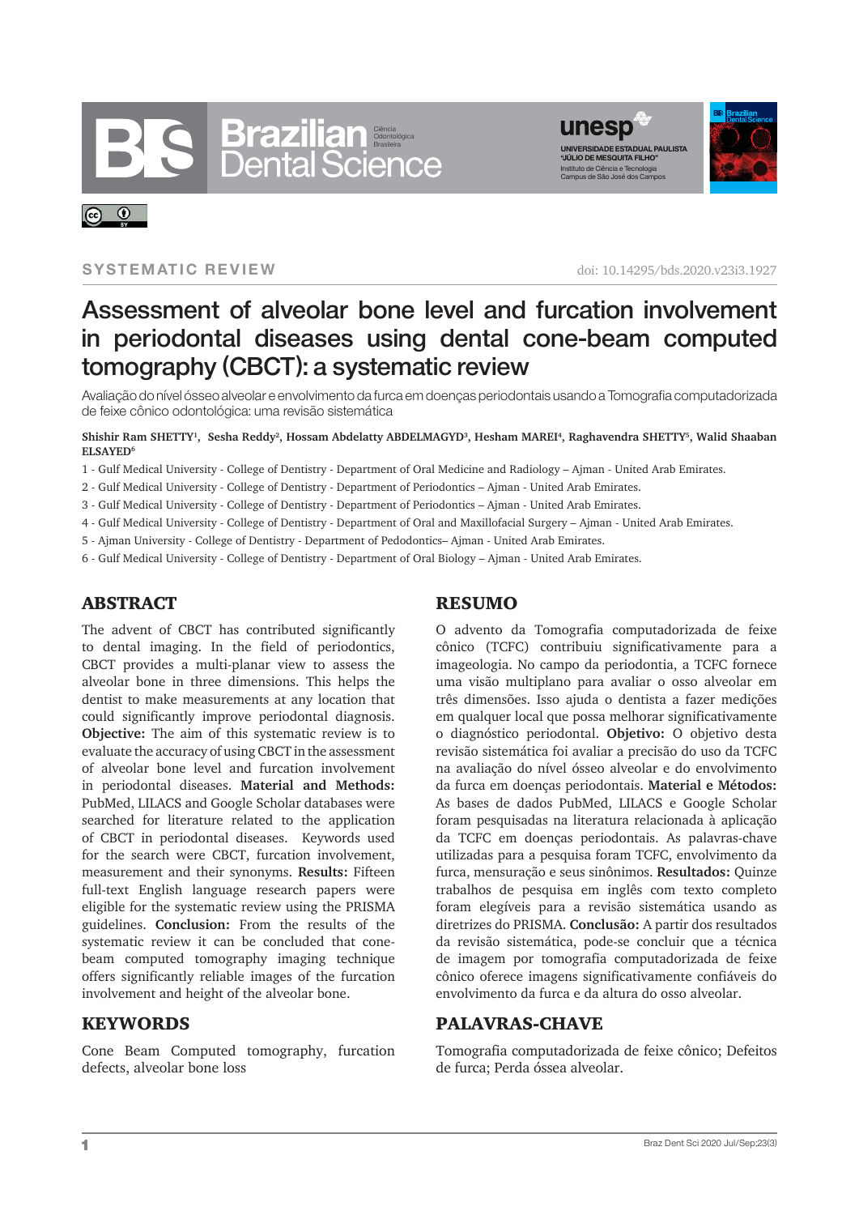SYSTEMATIC REVIEW

doi: 10.14295/bds.2020.v23i3.1927

# Assessment of alveolar bone level and furcation involvement in periodontal diseases using dental cone-beam computed tomography (CBCT): a systematic review

Avaliação do nível ósseo alveolar e envolvimento da furca em doenças periodontais usando a Tomografia computadorizada de feixe cônico odontológica: uma revisão sistemática

**Shishir Ram SHETTY[1], Sesha Reddy[2], Hossam Abdelatty ABDELMAGYD[3], Hesham MAREI[4], Raghavendra SHETTY[5], Walid Shaaban ELSAYED[6]**

1 - Gulf Medical University - College of Dentistry - Department of Oral Medicine and Radiology – Ajman - United Arab Emirates.

2 - Gulf Medical University - College of Dentistry - Department of Periodontics – Ajman - United Arab Emirates.

3 - Gulf Medical University - College of Dentistry - Department of Periodontics – Ajman - United Arab Emirates.

4 - Gulf Medical University - College of Dentistry - Department of Oral and Maxillofacial Surgery – Ajman - United Arab Emirates.

5 - Ajman University - College of Dentistry - Department of Pedodontics– Ajman - United Arab Emirates.

6 - Gulf Medical University - College of Dentistry - Department of Oral Biology – Ajman - United Arab Emirates.

## ABSTRACT

The advent of CBCT has contributed significantly to dental imaging. In the field of periodontics, CBCT provides a multi-planar view to assess the alveolar bone in three dimensions. This helps the dentist to make measurements at any location that could significantly improve periodontal diagnosis. **Objective:** The aim of this systematic review is to evaluate the accuracy of using CBCT in the assessment of alveolar bone level and furcation involvement in periodontal diseases. **Material and Methods:** PubMed, LILACS and Google Scholar databases were searched for literature related to the application of CBCT in periodontal diseases. Keywords used for the search were CBCT, furcation involvement, measurement and their synonyms. **Results:** Fifteen full-text English language research papers were eligible for the systematic review using the PRISMA guidelines. **Conclusion:** From the results of the systematic review it can be concluded that cone-beam computed tomography imaging technique offers significantly reliable images of the furcation involvement and height of the alveolar bone.

## KEYWORDS

Cone Beam Computed tomography, furcation defects, alveolar bone loss

## RESUMO

O advento da Tomografia computadorizada de feixe cônico (TCFC) contribuiu significativamente para a imageologia. No campo da periodontia, a TCFC fornece uma visão multiplano para avaliar o osso alveolar em três dimensões. Isso ajuda o dentista a fazer medições em qualquer local que possa melhorar significativamente o diagnóstico periodontal. **Objetivo:** O objetivo desta revisão sistemática foi avaliar a precisão do uso da TCFC na avaliação do nível ósseo alveolar e do envolvimento da furca em doenças periodontais. **Material e Métodos:** As bases de dados PubMed, LILACS e Google Scholar foram pesquisadas na literatura relacionada à aplicação da TCFC em doenças periodontais. As palavras-chave utilizadas para a pesquisa foram TCFC, envolvimento da furca, mensuração e seus sinônimos. **Resultados:** Quinze trabalhos de pesquisa em inglês com texto completo foram elegíveis para a revisão sistemática usando as diretrizes do PRISMA. **Conclusão:** A partir dos resultados da revisão sistemática, pode-se concluir que a técnica de imagem por tomografia computadorizada de feixe cônico oferece imagens significativamente confiáveis do envolvimento da furca e da altura do osso alveolar.

## PALAVRAS-CHAVE

Tomografia computadorizada de feixe cônico; Defeitos de furca; Perda óssea alveolar.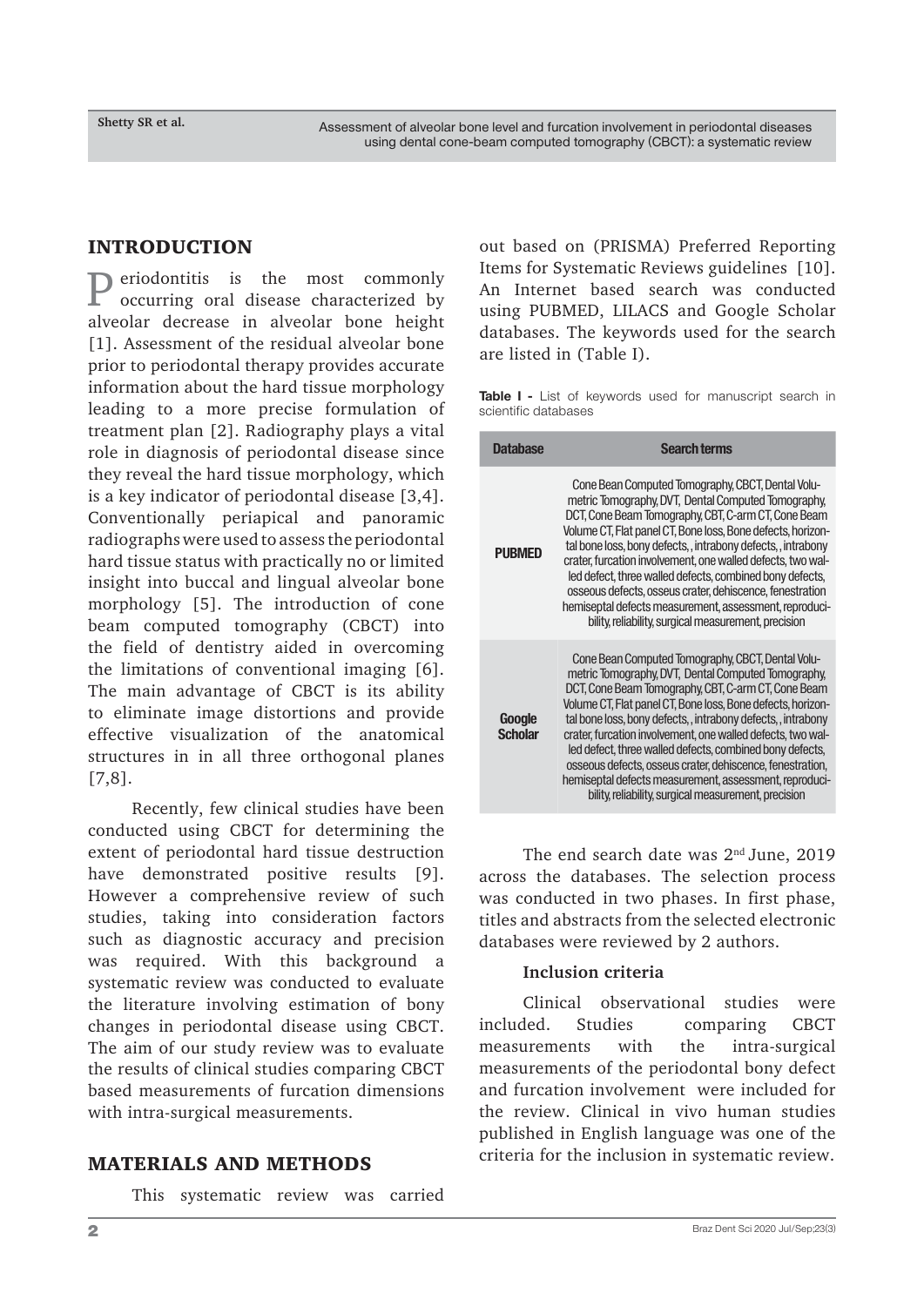## INTRODUCTION

Periodontitis is the most commonly occurring oral disease characterized by alveolar decrease in alveolar bone height [1]. Assessment of the residual alveolar bone prior to periodontal therapy provides accurate information about the hard tissue morphology leading to a more precise formulation of treatment plan [2]. Radiography plays a vital role in diagnosis of periodontal disease since they reveal the hard tissue morphology, which is a key indicator of periodontal disease [3,4]. Conventionally periapical and panoramic radiographs were used to assess the periodontal hard tissue status with practically no or limited insight into buccal and lingual alveolar bone morphology [5]. The introduction of cone beam computed tomography (CBCT) into the field of dentistry aided in overcoming the limitations of conventional imaging [6]. The main advantage of CBCT is its ability to eliminate image distortions and provide effective visualization of the anatomical structures in in all three orthogonal planes [7,8].

Recently, few clinical studies have been conducted using CBCT for determining the extent of periodontal hard tissue destruction have demonstrated positive results [9]. However a comprehensive review of such studies, taking into consideration factors such as diagnostic accuracy and precision was required. With this background a systematic review was conducted to evaluate the literature involving estimation of bony changes in periodontal disease using CBCT. The aim of our study review was to evaluate the results of clinical studies comparing CBCT based measurements of furcation dimensions with intra-surgical measurements.

## MATERIALS AND METHODS

This systematic review was carried out based on (PRISMA) Preferred Reporting Items for Systematic Reviews guidelines [10]. An Internet based search was conducted using PUBMED, LILACS and Google Scholar databases. The keywords used for the search are listed in (Table I).

**Table I -** List of keywords used for manuscript search in scientific databases

| Database | Search terms |
|---|---|
| **PUBMED** | Cone Bean Computed Tomography, CBCT, Dental Volumetric Tomography, DVT, Dental Computed Tomography, DCT, Cone Beam Tomography, CBT, C-arm CT, Cone Beam Volume CT, Flat panel CT, Bone loss, Bone defects, horizontal bone loss, bony defects, , intrabony defects, , intrabony crater, furcation involvement, one walled defects, two walled defect, three walled defects, combined bony defects, osseous defects, osseus crater, dehiscence, fenestration hemiseptal defects measurement, assessment, reproducibility, reliability, surgical measurement, precision |
| **Google Scholar** | Cone Bean Computed Tomography, CBCT, Dental Volumetric Tomography, DVT, Dental Computed Tomography, DCT, Cone Beam Tomography, CBT, C-arm CT, Cone Beam Volume CT, Flat panel CT, Bone loss, Bone defects, horizontal bone loss, bony defects, , intrabony defects, , intrabony crater, furcation involvement, one walled defects, two walled defect, three walled defects, combined bony defects, osseous defects, osseus crater, dehiscence, fenestration, hemiseptal defects measurement, assessment, reproducibility, reliability, surgical measurement, precision |

The end search date was 2nd June, 2019 across the databases. The selection process was conducted in two phases. In first phase, titles and abstracts from the selected electronic databases were reviewed by 2 authors.

### Inclusion criteria

Clinical observational studies were included. Studies comparing CBCT measurements with the intra-surgical measurements of the periodontal bony defect and furcation involvement were included for the review. Clinical in vivo human studies published in English language was one of the criteria for the inclusion in systematic review.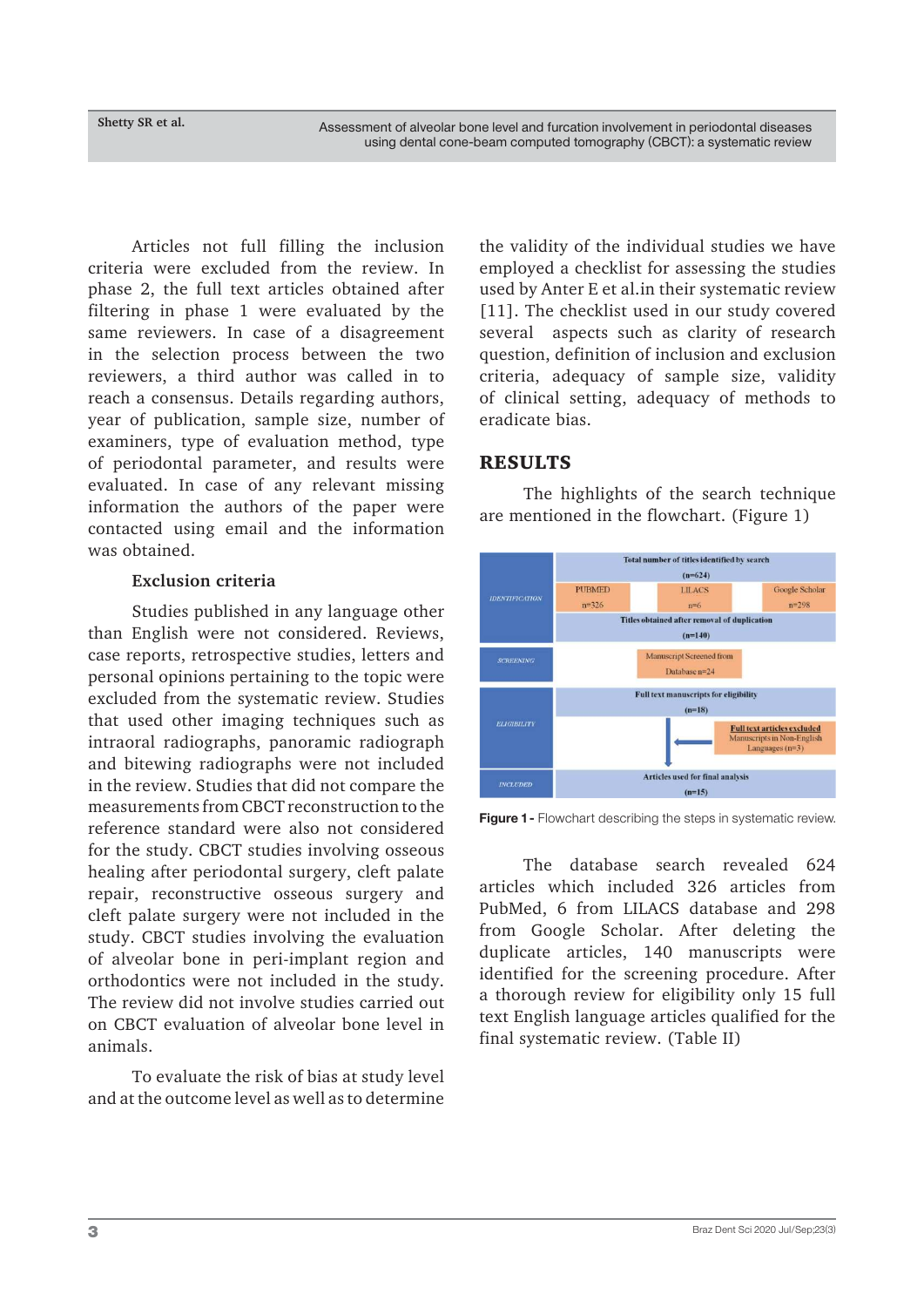Articles not full filling the inclusion criteria were excluded from the review. In phase 2, the full text articles obtained after filtering in phase 1 were evaluated by the same reviewers. In case of a disagreement in the selection process between the two reviewers, a third author was called in to reach a consensus. Details regarding authors, year of publication, sample size, number of examiners, type of evaluation method, type of periodontal parameter, and results were evaluated. In case of any relevant missing information the authors of the paper were contacted using email and the information was obtained.

### Exclusion criteria

Studies published in any language other than English were not considered. Reviews, case reports, retrospective studies, letters and personal opinions pertaining to the topic were excluded from the systematic review. Studies that used other imaging techniques such as intraoral radiographs, panoramic radiograph and bitewing radiographs were not included in the review. Studies that did not compare the measurements from CBCT reconstruction to the reference standard were also not considered for the study. CBCT studies involving osseous healing after periodontal surgery, cleft palate repair, reconstructive osseous surgery and cleft palate surgery were not included in the study. CBCT studies involving the evaluation of alveolar bone in peri-implant region and orthodontics were not included in the study. The review did not involve studies carried out on CBCT evaluation of alveolar bone level in animals.

To evaluate the risk of bias at study level and at the outcome level as well as to determine the validity of the individual studies we have employed a checklist for assessing the studies used by Anter E et al.in their systematic review [11]. The checklist used in our study covered several aspects such as clarity of research question, definition of inclusion and exclusion criteria, adequacy of sample size, validity of clinical setting, adequacy of methods to eradicate bias.

## RESULTS

The highlights of the search technique are mentioned in the flowchart. (Figure 1)

| | | | |
|---|---|---|---|
| IDENTIFICATION | Total number of titles identified by search (n=624) | | |
| | PUBMED n=326 | LILACS n=6 | Google Scholar n=298 |
| | Titles obtained after removal of duplication (n=140) | | |
| SCREENING | Manuscript Screened from Database n=24 | | |
| ELIGIBILITY | Full text manuscripts for eligibility (n=18) | | |
| | Full text articles excluded Manuscripts in Non-English Languages (n=3) | | |
| INCLUDED | Articles used for final analysis (n=15) | | |

**Figure 1 -** Flowchart describing the steps in systematic review.

The database search revealed 624 articles which included 326 articles from PubMed, 6 from LILACS database and 298 from Google Scholar. After deleting the duplicate articles, 140 manuscripts were identified for the screening procedure. After a thorough review for eligibility only 15 full text English language articles qualified for the final systematic review. (Table II)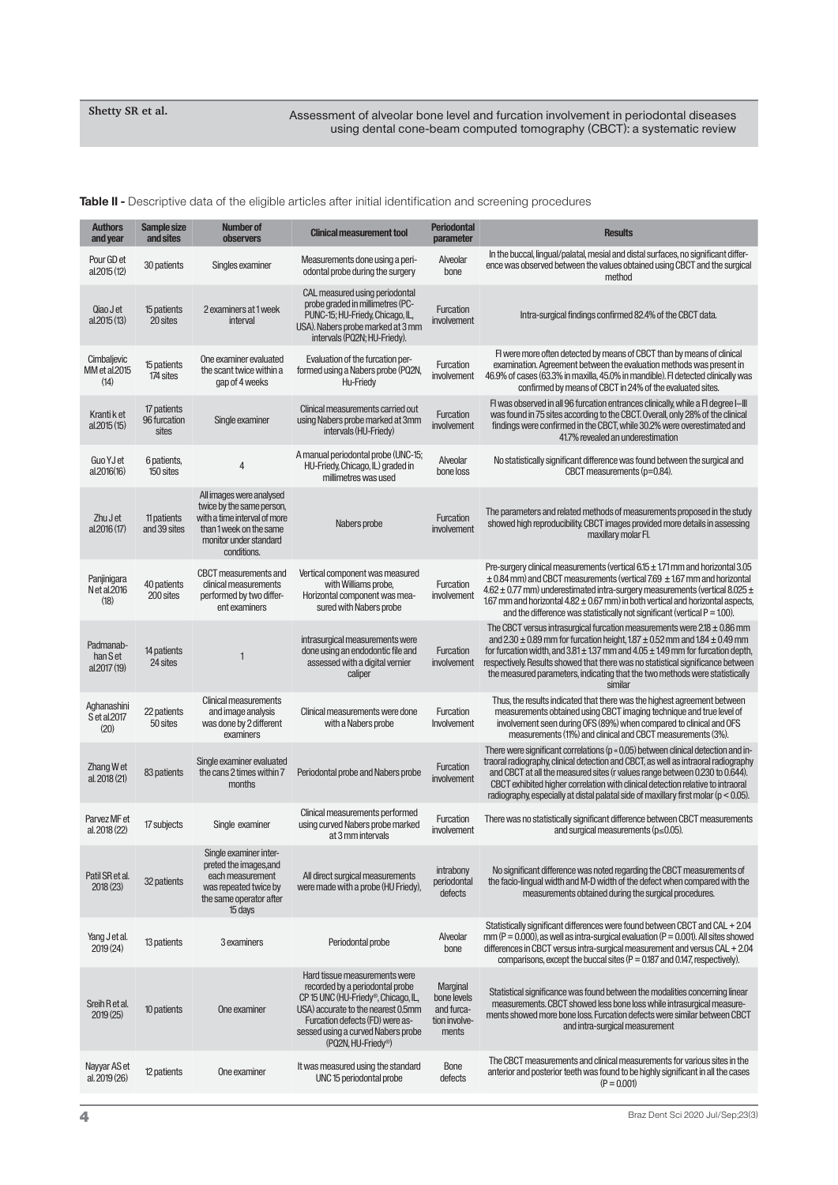**Table II -** Descriptive data of the eligible articles after initial identification and screening procedures

| Authors and year | Sample size and sites | Number of observers | Clinical measurement tool | Periodontal parameter | Results |
|---|---|---|---|---|---|
| Pour GD et al.2015 (12) | 30 patients | Singles examiner | Measurements done using a periodontal probe during the surgery | Alveolar bone | In the buccal, lingual/palatal, mesial and distal surfaces, no significant difference was observed between the values obtained using CBCT and the surgical method |
| Qiao J et al.2015 (13) | 15 patients 20 sites | 2 examiners at 1 week interval | CAL measured using periodontal probe graded in millimetres (PC-PUNC-15; HU-Friedy, Chicago, IL, USA). Nabers probe marked at 3 mm intervals (PQ2N; HU-Friedy). | Furcation involvement | Intra-surgical findings confirmed 82.4% of the CBCT data. |
| Cimbaljevic MM et al.2015 (14) | 15 patients 174 sites | One examiner evaluated the scant twice within a gap of 4 weeks | Evaluation of the furcation performed using a Nabers probe (PQ2N, Hu-Friedy | Furcation involvement | FI were more often detected by means of CBCT than by means of clinical examination. Agreement between the evaluation methods was present in 46.9% of cases (63.3% in maxilla, 45.0% in mandible). FI detected clinically was confirmed by means of CBCT in 24% of the evaluated sites. |
| Kranti k et al.2015 (15) | 17 patients 96 furcation sites | Single examiner | Clinical measurements carried out using Nabers probe marked at 3mm intervals (HU-Friedy) | Furcation involvement | FI was observed in all 96 furcation entrances clinically, while a FI degree I–III was found in 75 sites according to the CBCT. Overall, only 28% of the clinical findings were confirmed in the CBCT, while 30.2% were overestimated and 41.7% revealed an underestimation |
| Guo YJ et al.2016(16) | 6 patients, 150 sites | 4 | A manual periodontal probe (UNC-15; HU-Friedy, Chicago, IL) graded in millimetres was used | Alveolar bone loss | No statistically significant difference was found between the surgical and CBCT measurements (p=0.84). |
| Zhu J et al.2016 (17) | 11 patients and 39 sites | All images were analysed twice by the same person, with a time interval of more than 1 week on the same monitor under standard conditions. | Nabers probe | Furcation involvement | The parameters and related methods of measurements proposed in the study showed high reproducibility. CBCT images provided more details in assessing maxillary molar FI. |
| Panjinigara N et al.2016 (18) | 40 patients 200 sites | CBCT measurements and clinical measurements performed by two different examiners | Vertical component was measured with Williams probe, Horizontal component was measured with Nabers probe | Furcation involvement | Pre-surgery clinical measurements (vertical 6.15 ± 1.71 mm and horizontal 3.05 ± 0.84 mm) and CBCT measurements (vertical 7.69 ± 1.67 mm and horizontal 4.62 ± 0.77 mm) underestimated intra-surgery measurements (vertical 8.025 ± 1.67 mm and horizontal 4.82 ± 0.67 mm) in both vertical and horizontal aspects, and the difference was statistically not significant (vertical P = 1.00). |
| Padmanabhan S et al.2017 (19) | 14 patients 24 sites | 1 | intrasurgical measurements were done using an endodontic file and assessed with a digital vernier caliper | Furcation involvement | The CBCT versus intrasurgical furcation measurements were 2.18 ± 0.86 mm and 2.30 ± 0.89 mm for furcation height, 1.87 ± 0.52 mm and 1.84 ± 0.49 mm for furcation width, and 3.81 ± 1.37 mm and 4.05 ± 1.49 mm for furcation depth, respectively. Results showed that there was no statistical significance between the measured parameters, indicating that the two methods were statistically similar |
| Aghanashini S et al.2017 (20) | 22 patients 50 sites | Clinical measurements and image analysis was done by 2 different examiners | Clinical measurements were done with a Nabers probe | Furcation Involvement | Thus, the results indicated that there was the highest agreement between measurements obtained using CBCT imaging technique and true level of involvement seen during OFS (89%) when compared to clinical and OFS measurements (11%) and clinical and CBCT measurements (3%). |
| Zhang W et al. 2018 (21) | 83 patients | Single examiner evaluated the cans 2 times within 7 months | Periodontal probe and Nabers probe | Furcation involvement | There were significant correlations (p < 0.05) between clinical detection and intraoral radiography, clinical detection and CBCT, as well as intraoral radiography and CBCT at all the measured sites (r values range between 0.230 to 0.644). CBCT exhibited higher correlation with clinical detection relative to intraoral radiography, especially at distal palatal side of maxillary first molar (p < 0.05). |
| Parvez MF et al. 2018 (22) | 17 subjects | Single examiner | Clinical measurements performed using curved Nabers probe marked at 3 mm intervals | Furcation involvement | There was no statistically significant difference between CBCT measurements and surgical measurements (p≤0.05). |
| Patil SR et al. 2018 (23) | 32 patients | Single examiner interpreted the images,and each measurement was repeated twice by the same operator after 15 days | All direct surgical measurements were made with a probe (HU Friedy), | intrabony periodontal defects | No significant difference was noted regarding the CBCT measurements of the facio-lingual width and M-D width of the defect when compared with the measurements obtained during the surgical procedures. |
| Yang J et al. 2019 (24) | 13 patients | 3 examiners | Periodontal probe | Alveolar bone | Statistically significant differences were found between CBCT and CAL + 2.04 mm (P = 0.000), as well as intra-surgical evaluation (P = 0.001). All sites showed differences in CBCT versus intra-surgical measurement and versus CAL + 2.04 comparisons, except the buccal sites (P = 0.187 and 0.147, respectively). |
| Sreih R et al. 2019 (25) | 10 patients | One examiner | Hard tissue measurements were recorded by a periodontal probe CP 15 UNC (HU-Friedy®, Chicago, IL, USA) accurate to the nearest 0.5mm Furcation defects (FD) were assessed using a curved Nabers probe (PQ2N, HU-Friedy®) | Marginal bone levels and furcation involvements | Statistical significance was found between the modalities concerning linear measurements. CBCT showed less bone loss while intrasurgical measurements showed more bone loss. Furcation defects were similar between CBCT and intra-surgical measurement |
| Nayyar AS et al. 2019 (26) | 12 patients | One examiner | It was measured using the standard UNC 15 periodontal probe | Bone defects | The CBCT measurements and clinical measurements for various sites in the anterior and posterior teeth was found to be highly significant in all the cases (P = 0.001) |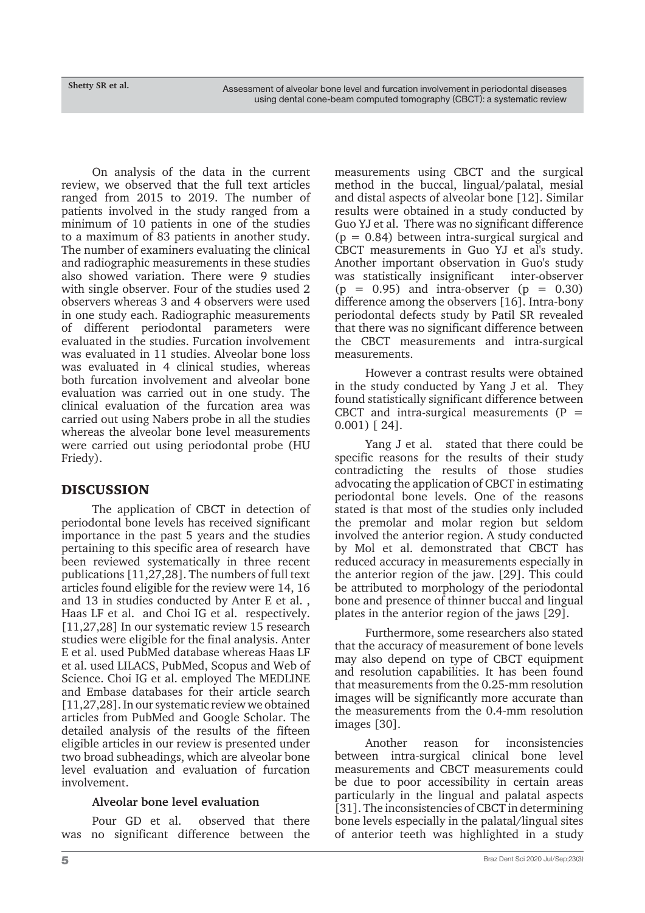On analysis of the data in the current review, we observed that the full text articles ranged from 2015 to 2019. The number of patients involved in the study ranged from a minimum of 10 patients in one of the studies to a maximum of 83 patients in another study. The number of examiners evaluating the clinical and radiographic measurements in these studies also showed variation. There were 9 studies with single observer. Four of the studies used 2 observers whereas 3 and 4 observers were used in one study each. Radiographic measurements of different periodontal parameters were evaluated in the studies. Furcation involvement was evaluated in 11 studies. Alveolar bone loss was evaluated in 4 clinical studies, whereas both furcation involvement and alveolar bone evaluation was carried out in one study. The clinical evaluation of the furcation area was carried out using Nabers probe in all the studies whereas the alveolar bone level measurements were carried out using periodontal probe (HU Friedy).

## DISCUSSION

The application of CBCT in detection of periodontal bone levels has received significant importance in the past 5 years and the studies pertaining to this specific area of research have been reviewed systematically in three recent publications [11,27,28]. The numbers of full text articles found eligible for the review were 14, 16 and 13 in studies conducted by Anter E et al. , Haas LF et al. and Choi IG et al. respectively. [11,27,28] In our systematic review 15 research studies were eligible for the final analysis. Anter E et al. used PubMed database whereas Haas LF et al. used LILACS, PubMed, Scopus and Web of Science. Choi IG et al. employed The MEDLINE and Embase databases for their article search [11,27,28]. In our systematic review we obtained articles from PubMed and Google Scholar. The detailed analysis of the results of the fifteen eligible articles in our review is presented under two broad subheadings, which are alveolar bone level evaluation and evaluation of furcation involvement.

### Alveolar bone level evaluation

Pour GD et al. observed that there was no significant difference between the measurements using CBCT and the surgical method in the buccal, lingual/palatal, mesial and distal aspects of alveolar bone [12]. Similar results were obtained in a study conducted by Guo YJ et al. There was no significant difference ($p = 0.84$) between intra-surgical surgical and CBCT measurements in Guo YJ et al's study. Another important observation in Guo's study was statistically insignificant inter-observer ($p = 0.95$) and intra-observer ($p = 0.30$) difference among the observers [16]. Intra-bony periodontal defects study by Patil SR revealed that there was no significant difference between the CBCT measurements and intra-surgical measurements.

However a contrast results were obtained in the study conducted by Yang J et al. They found statistically significant difference between CBCT and intra-surgical measurements ($P = 0.001$) [ 24].

Yang J et al. stated that there could be specific reasons for the results of their study contradicting the results of those studies advocating the application of CBCT in estimating periodontal bone levels. One of the reasons stated is that most of the studies only included the premolar and molar region but seldom involved the anterior region. A study conducted by Mol et al. demonstrated that CBCT has reduced accuracy in measurements especially in the anterior region of the jaw. [29]. This could be attributed to morphology of the periodontal bone and presence of thinner buccal and lingual plates in the anterior region of the jaws [29].

Furthermore, some researchers also stated that the accuracy of measurement of bone levels may also depend on type of CBCT equipment and resolution capabilities. It has been found that measurements from the 0.25-mm resolution images will be significantly more accurate than the measurements from the 0.4-mm resolution images [30].

Another reason for inconsistencies between intra-surgical clinical bone level measurements and CBCT measurements could be due to poor accessibility in certain areas particularly in the lingual and palatal aspects [31]. The inconsistencies of CBCT in determining bone levels especially in the palatal/lingual sites of anterior teeth was highlighted in a study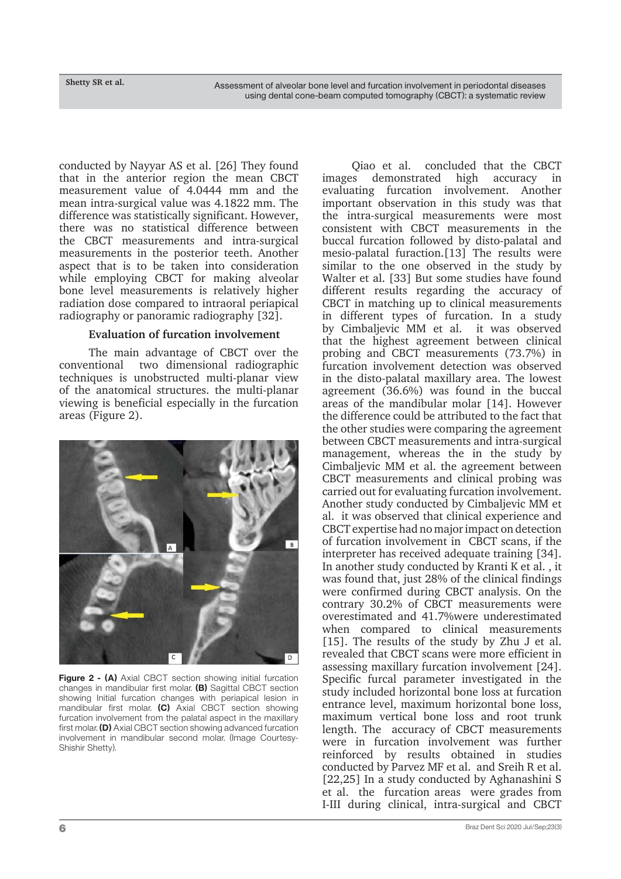conducted by Nayyar AS et al. [26] They found that in the anterior region the mean CBCT measurement value of 4.0444 mm and the mean intra-surgical value was 4.1822 mm. The difference was statistically significant. However, there was no statistical difference between the CBCT measurements and intra-surgical measurements in the posterior teeth. Another aspect that is to be taken into consideration while employing CBCT for making alveolar bone level measurements is relatively higher radiation dose compared to intraoral periapical radiography or panoramic radiography [32].

### Evaluation of furcation involvement

The main advantage of CBCT over the conventional two dimensional radiographic techniques is unobstructed multi-planar view of the anatomical structures. the multi-planar viewing is beneficial especially in the furcation areas (Figure 2).

**Figure 2 - (A)** Axial CBCT section showing initial furcation changes in mandibular first molar. **(B)** Sagittal CBCT section showing Initial furcation changes with periapical lesion in mandibular first molar. **(C)** Axial CBCT section showing furcation involvement from the palatal aspect in the maxillary first molar. **(D)** Axial CBCT section showing advanced furcation involvement in mandibular second molar. (Image Courtesy-Shishir Shetty).

Qiao et al. concluded that the CBCT images demonstrated high accuracy in evaluating furcation involvement. Another important observation in this study was that the intra-surgical measurements were most consistent with CBCT measurements in the buccal furcation followed by disto-palatal and mesio-palatal furaction.[13] The results were similar to the one observed in the study by Walter et al. [33] But some studies have found different results regarding the accuracy of CBCT in matching up to clinical measurements in different types of furcation. In a study by Cimbaljevic MM et al. it was observed that the highest agreement between clinical probing and CBCT measurements (73.7%) in furcation involvement detection was observed in the disto-palatal maxillary area. The lowest agreement (36.6%) was found in the buccal areas of the mandibular molar [14]. However the difference could be attributed to the fact that the other studies were comparing the agreement between CBCT measurements and intra-surgical management, whereas the in the study by Cimbaljevic MM et al. the agreement between CBCT measurements and clinical probing was carried out for evaluating furcation involvement. Another study conducted by Cimbaljevic MM et al. it was observed that clinical experience and CBCT expertise had no major impact on detection of furcation involvement in CBCT scans, if the interpreter has received adequate training [34]. In another study conducted by Kranti K et al. , it was found that, just 28% of the clinical findings were confirmed during CBCT analysis. On the contrary 30.2% of CBCT measurements were overestimated and 41.7%were underestimated when compared to clinical measurements [15]. The results of the study by Zhu J et al. revealed that CBCT scans were more efficient in assessing maxillary furcation involvement [24]. Specific furcal parameter investigated in the study included horizontal bone loss at furcation entrance level, maximum horizontal bone loss, maximum vertical bone loss and root trunk length. The accuracy of CBCT measurements were in furcation involvement was further reinforced by results obtained in studies conducted by Parvez MF et al. and Sreih R et al. [22,25] In a study conducted by Aghanashini S et al. the furcation areas were grades from I-III during clinical, intra-surgical and CBCT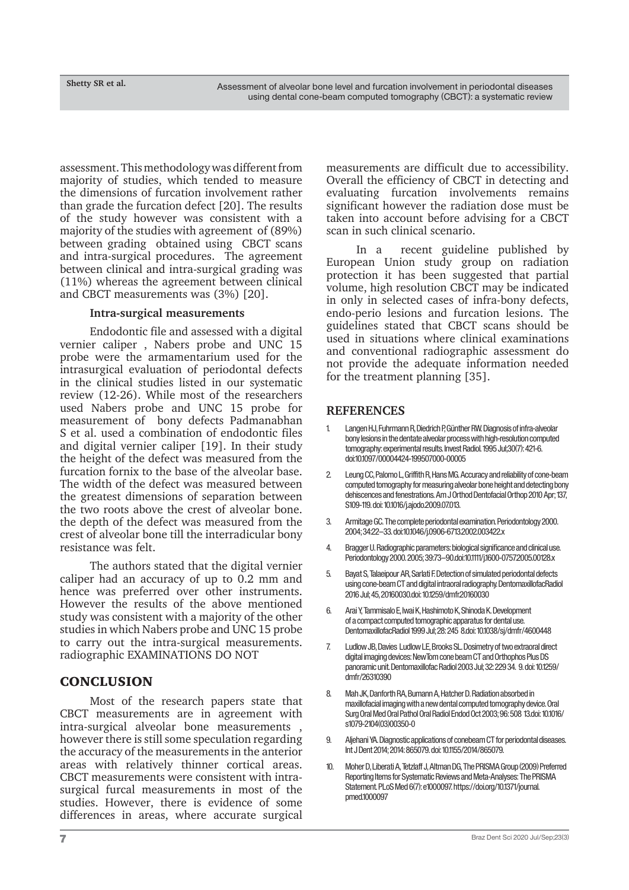assessment. This methodology was different from majority of studies, which tended to measure the dimensions of furcation involvement rather than grade the furcation defect [20]. The results of the study however was consistent with a majority of the studies with agreement of (89%) between grading obtained using CBCT scans and intra-surgical procedures. The agreement between clinical and intra-surgical grading was (11%) whereas the agreement between clinical and CBCT measurements was (3%) [20].

**Intra-surgical measurements**

Endodontic file and assessed with a digital vernier caliper , Nabers probe and UNC 15 probe were the armamentarium used for the intrasurgical evaluation of periodontal defects in the clinical studies listed in our systematic review (12-26). While most of the researchers used Nabers probe and UNC 15 probe for measurement of bony defects Padmanabhan S et al. used a combination of endodontic files and digital vernier caliper [19]. In their study the height of the defect was measured from the furcation fornix to the base of the alveolar base. The width of the defect was measured between the greatest dimensions of separation between the two roots above the crest of alveolar bone. the depth of the defect was measured from the crest of alveolar bone till the interradicular bony resistance was felt.

The authors stated that the digital vernier caliper had an accuracy of up to 0.2 mm and hence was preferred over other instruments. However the results of the above mentioned study was consistent with a majority of the other studies in which Nabers probe and UNC 15 probe to carry out the intra-surgical measurements. radiographic EXAMINATIONS DO NOT

## CONCLUSION

Most of the research papers state that CBCT measurements are in agreement with intra-surgical alveolar bone measurements , however there is still some speculation regarding the accuracy of the measurements in the anterior areas with relatively thinner cortical areas. CBCT measurements were consistent with intra-surgical furcal measurements in most of the studies. However, there is evidence of some differences in areas, where accurate surgical measurements are difficult due to accessibility. Overall the efficiency of CBCT in detecting and evaluating furcation involvements remains significant however the radiation dose must be taken into account before advising for a CBCT scan in such clinical scenario.

In a recent guideline published by European Union study group on radiation protection it has been suggested that partial volume, high resolution CBCT may be indicated in only in selected cases of infra-bony defects, endo-perio lesions and furcation lesions. The guidelines stated that CBCT scans should be used in situations where clinical examinations and conventional radiographic assessment do not provide the adequate information needed for the treatment planning [35].

## REFERENCES

1. Langen HJ, Fuhrmann R, Diedrich P, Günther RW. Diagnosis of infra-alveolar bony lesions in the dentate alveolar process with high-resolution computed tomography: experimental results. Invest Radiol. 1995 Jul;30(7): 421-6. doi:10.1097/00004424-199507000-00005

2. Leung CC, Palomo L, Griffith R, Hans MG. Accuracy and reliability of cone-beam computed tomography for measuring alveolar bone height and detecting bony dehiscences and fenestrations. Am J Orthod Dentofacial Orthop 2010 Apr; 137, S109-119. doi: 10.1016/j.ajodo.2009.07.013.

3. Armitage GC. The complete periodontal examination. Periodontology 2000. 2004; 34:22–33. doi:10.1046/j.0906-6713.2002.003422.x

4. Bragger U. Radiographic parameters: biological significance and clinical use. Periodontology 2000. 2005; 39:73–90.doi:10.1111/j.1600-0757.2005.00128.x

5. Bayat S, Talaeipour AR, Sarlati F. Detection of simulated periodontal defects using cone-beam CT and digital intraoral radiography. DentomaxillofacRadiol 2016 Jul; 45, 20160030.doi: 10.1259/dmfr.20160030

6. Arai Y, Tammisalo E, Iwai K, Hashimoto K, Shinoda K. Development of a compact computed tomographic apparatus for dental use. DentomaxillofacRadiol 1999 Jul; 28: 245 8.doi: 10.1038/sj/dmfr/4600448

7. Ludlow JB, Davies Ludlow LE, Brooks SL. Dosimetry of two extraoral direct digital imaging devices: NewTom cone beam CT and Orthophos Plus DS panoramic unit. Dentomaxillofac Radiol 2003 Jul; 32: 229 34. 9. doi: 10.1259/dmfr/26310390

8. Mah JK, Danforth RA, Bumann A, Hatcher D. Radiation absorbed in maxillofacial imaging with a new dental computed tomography device. Oral Surg Oral Med Oral Pathol Oral Radiol Endod Oct 2003; 96: 508 13.doi: 10.1016/s1079-2104(03)00350-0

9. Aljehani YA. Diagnostic applications of conebeam CT for periodontal diseases. Int J Dent 2014; 2014: 865079. doi: 10.1155/2014/865079.

10. Moher D, Liberati A, Tetzlaff J, Altman DG, The PRISMA Group (2009) Preferred Reporting Items for Systematic Reviews and Meta-Analyses: The PRISMA Statement. PLoS Med 6(7): e1000097. https://doi.org/10.1371/journal.pmed.1000097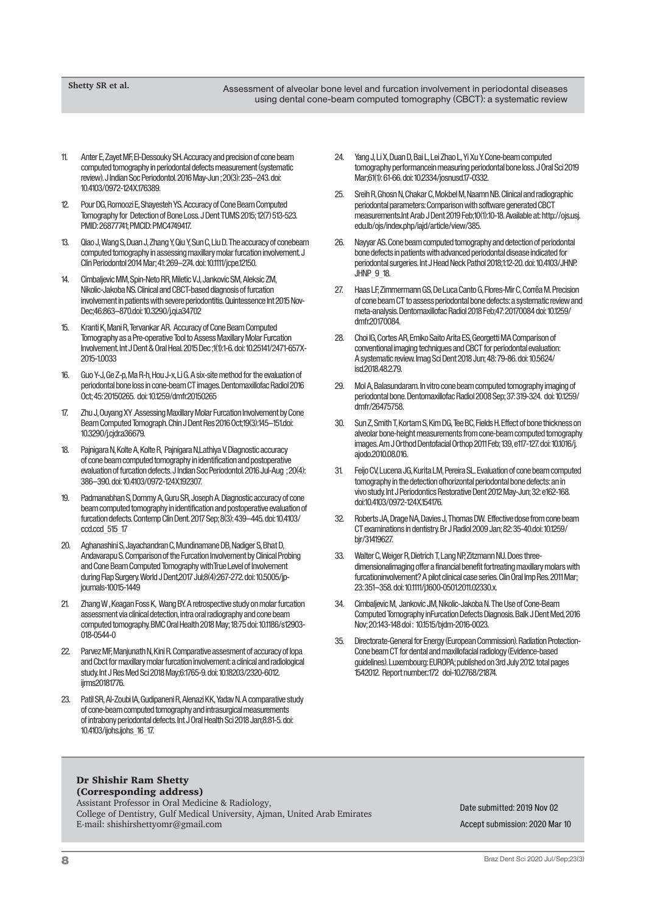11. Anter E, Zayet MF, El-Dessouky SH. Accuracy and precision of cone beam computed tomography in periodontal defects measurement (systematic review). J Indian Soc Periodontol. 2016 May-Jun ; 20(3): 235–243. doi: 10.4103/0972-124X.176389.

12. Pour DG, Romoozi E, Shayesteh YS. Accuracy of Cone Beam Computed Tomography for Detection of Bone Loss. J Dent TUMS 2015; 12(7) 513-523. PMID: 26877741; PMCID: PMC4749417.

13. Qiao J, Wang S, Duan J, Zhang Y, Qiu Y, Sun C, Liu D. The accuracy of conebeam computed tomography in assessing maxillary molar furcation involvement. J Clin Periodontol 2014 Mar; 41: 269–274. doi: 10.1111/jcpe.12150.

14. Cimbaljevic MM, Spin-Neto RR, Miletic VJ, Jankovic SM, Aleksic ZM, Nikolic-Jakoba NS. Clinical and CBCT-based diagnosis of furcation involvement in patients with severe periodontitis. Quintessence Int 2015 Nov-Dec;46:863–870.doi: 10.3290/j.qi.a34702

15. Kranti K, Mani R, Tervankar AR. Accuracy of Cone Beam Computed Tomography as a Pre-operative Tool to Assess Maxillary Molar Furcation Involvement. Int J Dent & Oral Heal. 2015 Dec ;1(1):1-6. doi: 10.25141/2471-657X-2015-1.0033

16. Guo Y-J, Ge Z-p, Ma R-h, Hou J-x, Li G. A six-site method for the evaluation of periodontal bone loss in cone-beam CT images. Dentomaxillofac Radiol 2016 Oct; 45: 20150265. doi: 10.1259/dmfr.20150265

17. Zhu J, Ouyang XY .Assessing Maxillary Molar Furcation Involvement by Cone Beam Computed Tomograph. Chin J Dent Res 2016 Oct;19(3):145–151.doi: 10.3290/j.cjdr.a36679.

18. Pajnigara N, Kolte A, Kolte R, Pajnigara N,Lathiya V. Diagnostic accuracy of cone beam computed tomography in identification and postoperative evaluation of furcation defects. J Indian Soc Periodontol. 2016 Jul-Aug ; 20(4): 386–390. doi: 10.4103/0972-124X.192307.

19. Padmanabhan S, Dommy A, Guru SR, Joseph A. Diagnostic accuracy of cone beam computed tomography in identification and postoperative evaluation of furcation defects. Contemp Clin Dent. 2017 Sep; 8(3): 439–445. doi: 10.4103/ccd.ccd_515_17

20. Aghanashini S, Jayachandran C, Mundinamane DB, Nadiger S, Bhat D, Andavarapu S. Comparison of the Furcation Involvement by Clinical Probing and Cone Beam Computed Tomography withTrue Level of Involvement during Flap Surgery. World J Dent,2017 Jul;8(4):267-272. doi: 10.5005/jp-journals-10015-1449

21. Zhang W , Keagan Foss K, Wang BY. A retrospective study on molar furcation assessment via clinical detection, intra oral radiography and cone beam computed tomography. BMC Oral Health 2018 May; 18:75 doi: 10.1186/s12903-018-0544-0

22. Parvez MF, Manjunath N, Kini R. Comparative assesment of accuracy of Iopa and Cbct for maxillary molar furcation involvement: a clinical and radiological study. Int J Res Med Sci 2018 May;6:1765-9. doi: 10.18203/2320-6012.ijrms20181776.

23. Patil SR, Al-Zoubi IA, Gudipaneni R, Alenazi KK, Yadav N. A comparative study of cone-beam computed tomography and intrasurgical measurements of intrabony periodontal defects. Int J Oral Health Sci 2018 Jan;8:81-5. doi: 10.4103/ijohs.ijohs_16_17.

24. Yang J, Li X, Duan D, Bai L, Lei Zhao L, Yi Xu Y. Cone-beam computed tomography performancein measuring periodontal bone loss. J Oral Sci 2019 Mar;61(1): 61-66. doi: 10.2334/josnusd.17-0332.

25. Sreih R, Ghosn N, Chakar C, Mokbel M, Naamn NB. Clinical and radiographic periodontal parameters: Comparison with software generated CBCT measurements.Int Arab J Dent 2019 Feb;10(1):10-18. Available at: http://ojs.usj.edu.lb/ojs/index.php/iajd/article/view/385.

26. Nayyar AS. Cone beam computed tomography and detection of periodontal bone defects in patients with advanced periodontal disease indicated for periodontal surgeries. Int J Head Neck Pathol 2018;1:12-20. doi: 10.4103/JHNP.JHNP_9_18.

27. Haas LF, Zimmermann GS, De Luca Canto G, Flores-Mir C, Corrêa M. Precision of cone beam CT to assess periodontal bone defects: a systematic review and meta-analysis. Dentomaxillofac Radiol 2018 Feb;47: 20170084 doi: 10.1259/dmfr.20170084.

28. Choi IG, Cortes AR, Emiko Saito Arita ES, Georgetti MA Comparison of conventional imaging techniques and CBCT for periodontal evaluation: A systematic review. Imag Sci Dent 2018 Jun; 48: 79-86. doi: 10.5624/isd.2018.48.2.79.

29. Mol A, Balasundaram. In vitro cone beam computed tomography imaging of periodontal bone. Dentomaxillofac Radiol 2008 Sep; 37: 319-324. doi: 10.1259/dmfr/26475758.

30. Sun Z, Smith T, Kortam S, Kim DG, Tee BC, Fields H. Effect of bone thickness on alveolar bone-height measurements from cone-beam computed tomography images. Am J Orthod Dentofacial Orthop 2011 Feb; 139, e117-127. doi: 10.1016/j.ajodo.2010.08.016.

31. Feijo CV, Lucena JG, Kurita LM, Pereira SL. Evaluation of cone beam computed tomography in the detection ofhorizontal periodontal bone defects: an in vivo study. Int J Periodontics Restorative Dent 2012 May-Jun; 32: e162-168. doi:10.4103/0972-124X.154176.

32. Roberts JA, Drage NA, Davies J, Thomas DW. Effective dose from cone beam CT examinations in dentistry. Br J Radiol 2009 Jan; 82: 35-40.doi: 10.1259/bjr/31419627.

33. Walter C, Weiger R, Dietrich T, Lang NP, Zitzmann NU. Does three-dimensionalimaging offer a financial benefit fortreating maxillary molars with furcationinvolvement? A pilot clinical case series. Clin Oral Imp Res. 2011 Mar; 23: 351–358. doi: 10.1111/j.1600-0501.2011.02330.x.

34. Cimbaljevic M, Jankovic JM, Nikolic-Jakoba N. The Use of Cone-Beam Computed Tomography inFurcation Defects Diagnosis. Balk J Dent Med, 2016 Nov; 20:143-148 doi : 10.1515/bjdm-2016-0023.

35. Directorate-General for Energy (European Commission). Radiation Protection- Cone beam CT for dental and maxillofacial radiology (Evidence-based guidelines). Luxembourg: EUROPA; published on 3rd July 2012. total pages 1542012. Report number.:172 doi-10.2768/21874.

**Dr Shishir Ram Shetty**
**(Corresponding address)**
Assistant Professor in Oral Medicine & Radiology,
College of Dentistry, Gulf Medical University, Ajman, United Arab Emirates
E-mail: shishirshettyomr@gmail.com

Date submitted: 2019 Nov 02

Accept submission: 2020 Mar 10